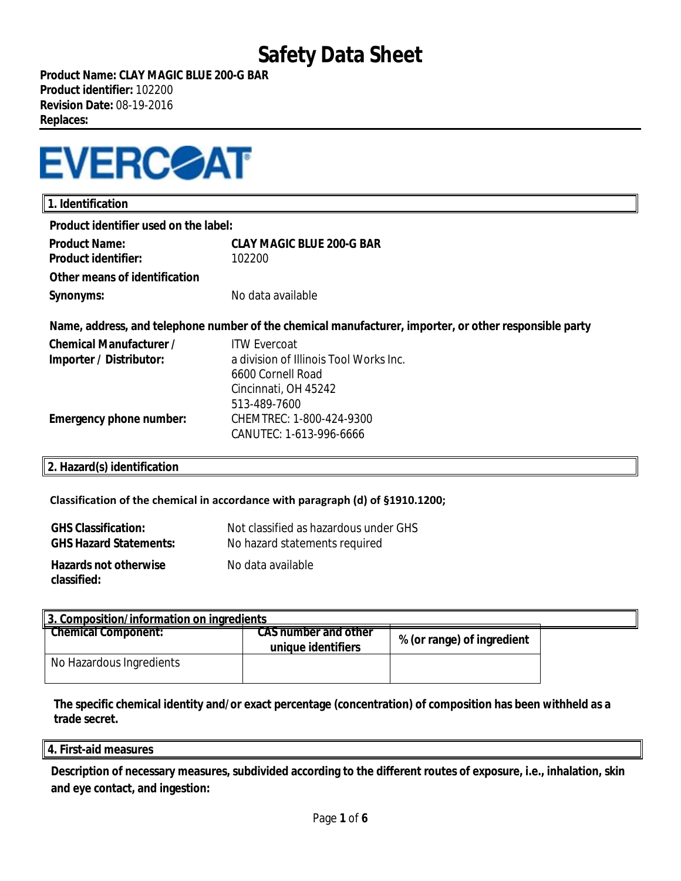# Safety Data Sheet

**Product Name: CLAY MAGIC BLUE 200-G BAR**
**Product identifier:** 102200
**Revision Date:** 08-19-2016
**Replaces:**

EVERCOAT

## 1. Identification

**Product identifier used on the label:**

| | |
|---|---|
| **Product Name:** | **CLAY MAGIC BLUE 200-G BAR** |
| **Product identifier:** | 102200 |
| **Other means of identification** | |
| **Synonyms:** | No data available |

**Name, address, and telephone number of the chemical manufacturer, importer, or other responsible party**

| | |
|---|---|
| **Chemical Manufacturer / Importer / Distributor:** | ITW Evercoat<br>a division of Illinois Tool Works Inc.<br>6600 Cornell Road<br>Cincinnati, OH 45242<br>513-489-7600 |
| **Emergency phone number:** | CHEMTREC: 1-800-424-9300<br>CANUTEC: 1-613-996-6666 |

## 2. Hazard(s) identification

**Classification of the chemical in accordance with paragraph (d) of §1910.1200;**

| | |
|---|---|
| **GHS Classification:** | Not classified as hazardous under GHS |
| **GHS Hazard Statements:** | No hazard statements required |
| **Hazards not otherwise classified:** | No data available |

## 3. Composition/information on ingredients

| Chemical Component: | CAS number and other unique identifiers | % (or range) of ingredient |
|---|---|---|
| No Hazardous Ingredients | | |

**The specific chemical identity and/or exact percentage (concentration) of composition has been withheld as a trade secret.**

## 4. First-aid measures

**Description of necessary measures, subdivided according to the different routes of exposure, i.e., inhalation, skin and eye contact, and ingestion:**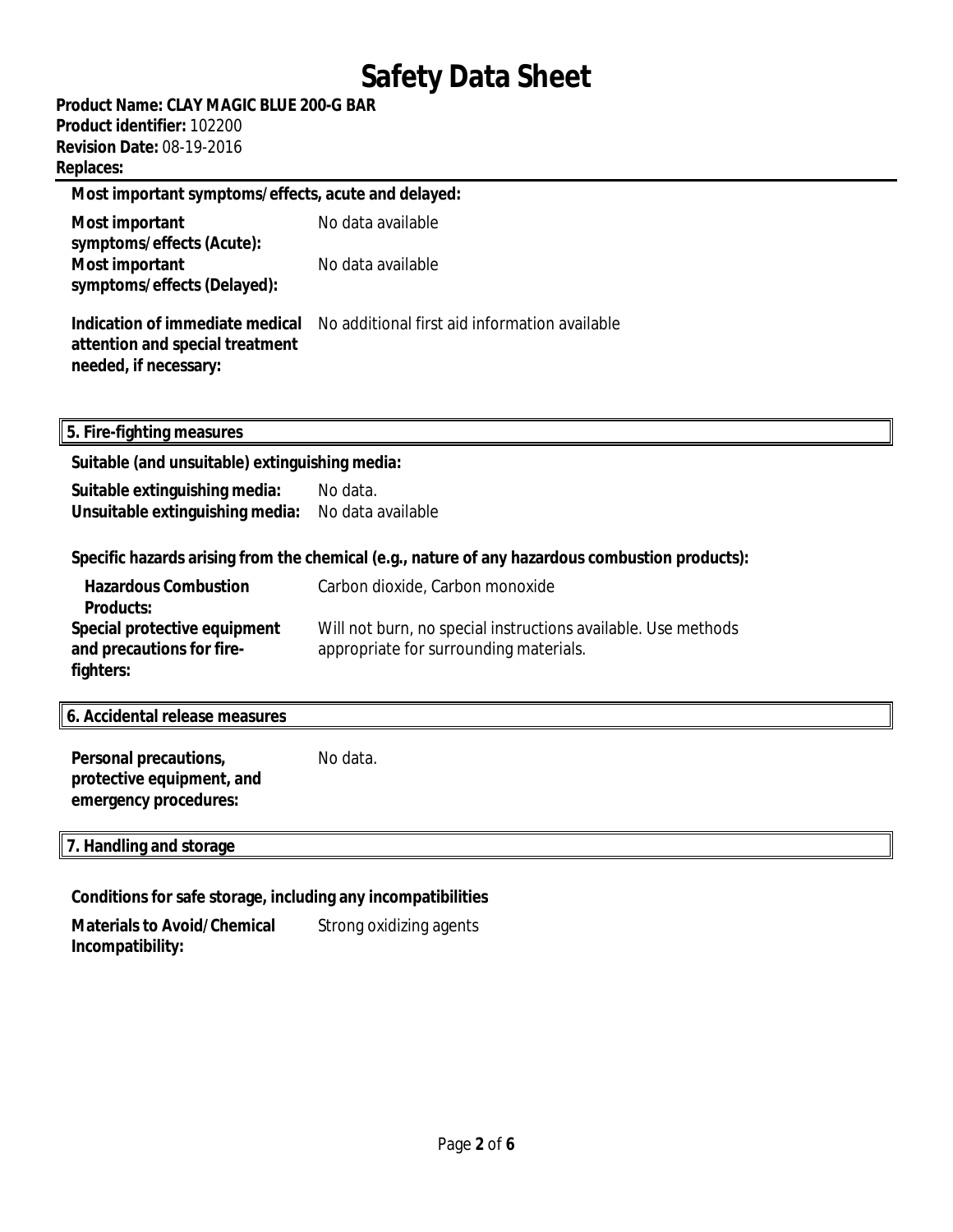**Most important symptoms/effects, acute and delayed:**

**Most important symptoms/effects (Acute):** No data available

**Most important symptoms/effects (Delayed):** No data available

**Indication of immediate medical attention and special treatment needed, if necessary:** No additional first aid information available

## 5. Fire-fighting measures

**Suitable (and unsuitable) extinguishing media:**

**Suitable extinguishing media:** No data.

**Unsuitable extinguishing media:** No data available

**Specific hazards arising from the chemical (e.g., nature of any hazardous combustion products):**

**Hazardous Combustion Products:** Carbon dioxide, Carbon monoxide

**Special protective equipment and precautions for fire-fighters:** Will not burn, no special instructions available. Use methods appropriate for surrounding materials.

## 6. Accidental release measures

**Personal precautions, protective equipment, and emergency procedures:** No data.

## 7. Handling and storage

**Conditions for safe storage, including any incompatibilities**

**Materials to Avoid/Chemical Incompatibility:** Strong oxidizing agents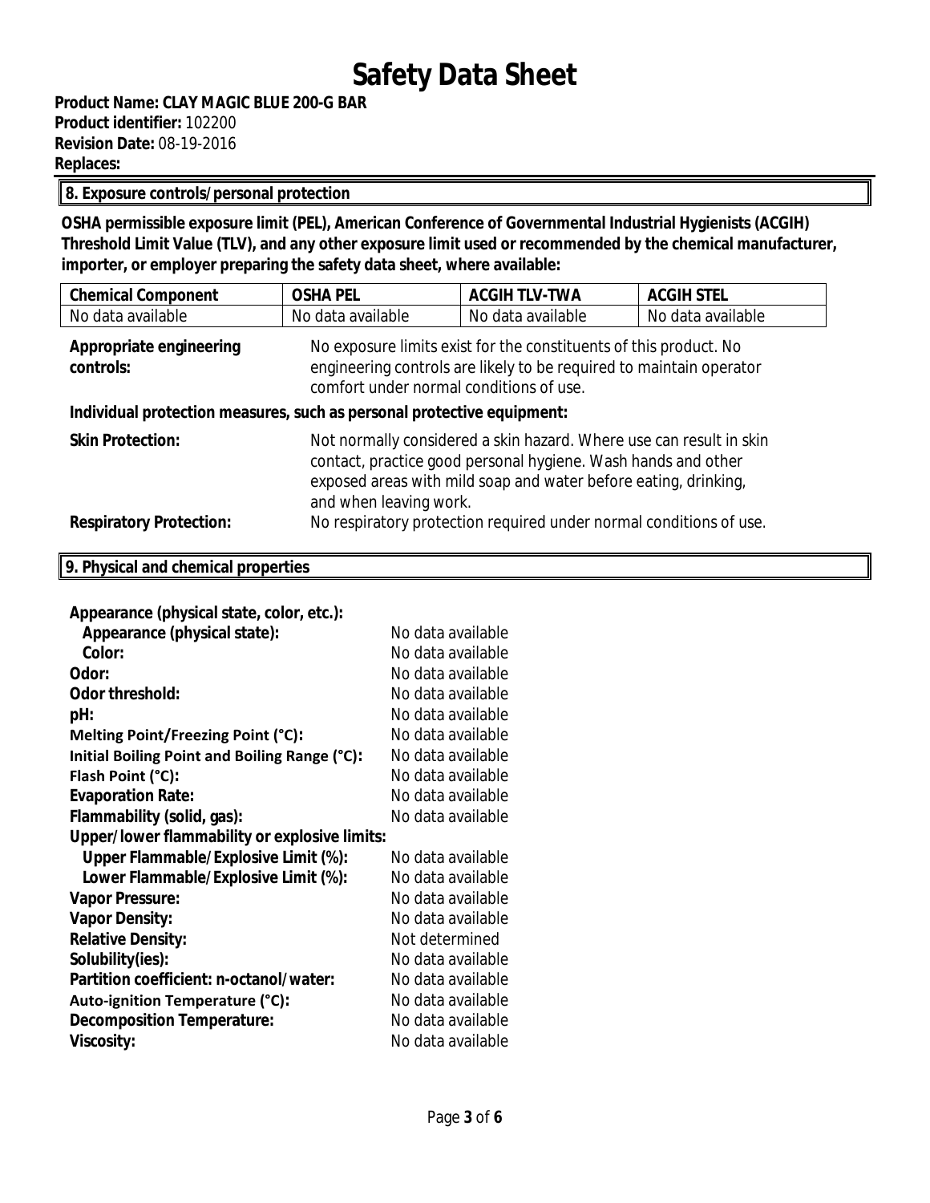# Safety Data Sheet

**Product Name: CLAY MAGIC BLUE 200-G BAR**
**Product identifier:** 102200
**Revision Date:** 08-19-2016
**Replaces:**

## 8. Exposure controls/personal protection

**OSHA permissible exposure limit (PEL), American Conference of Governmental Industrial Hygienists (ACGIH) Threshold Limit Value (TLV), and any other exposure limit used or recommended by the chemical manufacturer, importer, or employer preparing the safety data sheet, where available:**

| Chemical Component | OSHA PEL | ACGIH TLV-TWA | ACGIH STEL |
|---|---|---|---|
| No data available | No data available | No data available | No data available |

**Appropriate engineering controls:** No exposure limits exist for the constituents of this product. No engineering controls are likely to be required to maintain operator comfort under normal conditions of use.

**Individual protection measures, such as personal protective equipment:**

**Skin Protection:** Not normally considered a skin hazard. Where use can result in skin contact, practice good personal hygiene. Wash hands and other exposed areas with mild soap and water before eating, drinking, and when leaving work.

**Respiratory Protection:** No respiratory protection required under normal conditions of use.

## 9. Physical and chemical properties

**Appearance (physical state, color, etc.):**

| Property | Value |
|---|---|
| **Appearance (physical state):** | No data available |
| **Color:** | No data available |
| **Odor:** | No data available |
| **Odor threshold:** | No data available |
| **pH:** | No data available |
| **Melting Point/Freezing Point (°C):** | No data available |
| **Initial Boiling Point and Boiling Range (°C):** | No data available |
| **Flash Point (°C):** | No data available |
| **Evaporation Rate:** | No data available |
| **Flammability (solid, gas):** | No data available |
| **Upper/lower flammability or explosive limits:** | |
| **Upper Flammable/Explosive Limit (%):** | No data available |
| **Lower Flammable/Explosive Limit (%):** | No data available |
| **Vapor Pressure:** | No data available |
| **Vapor Density:** | No data available |
| **Relative Density:** | Not determined |
| **Solubility(ies):** | No data available |
| **Partition coefficient: n-octanol/water:** | No data available |
| **Auto-ignition Temperature (°C):** | No data available |
| **Decomposition Temperature:** | No data available |
| **Viscosity:** | No data available |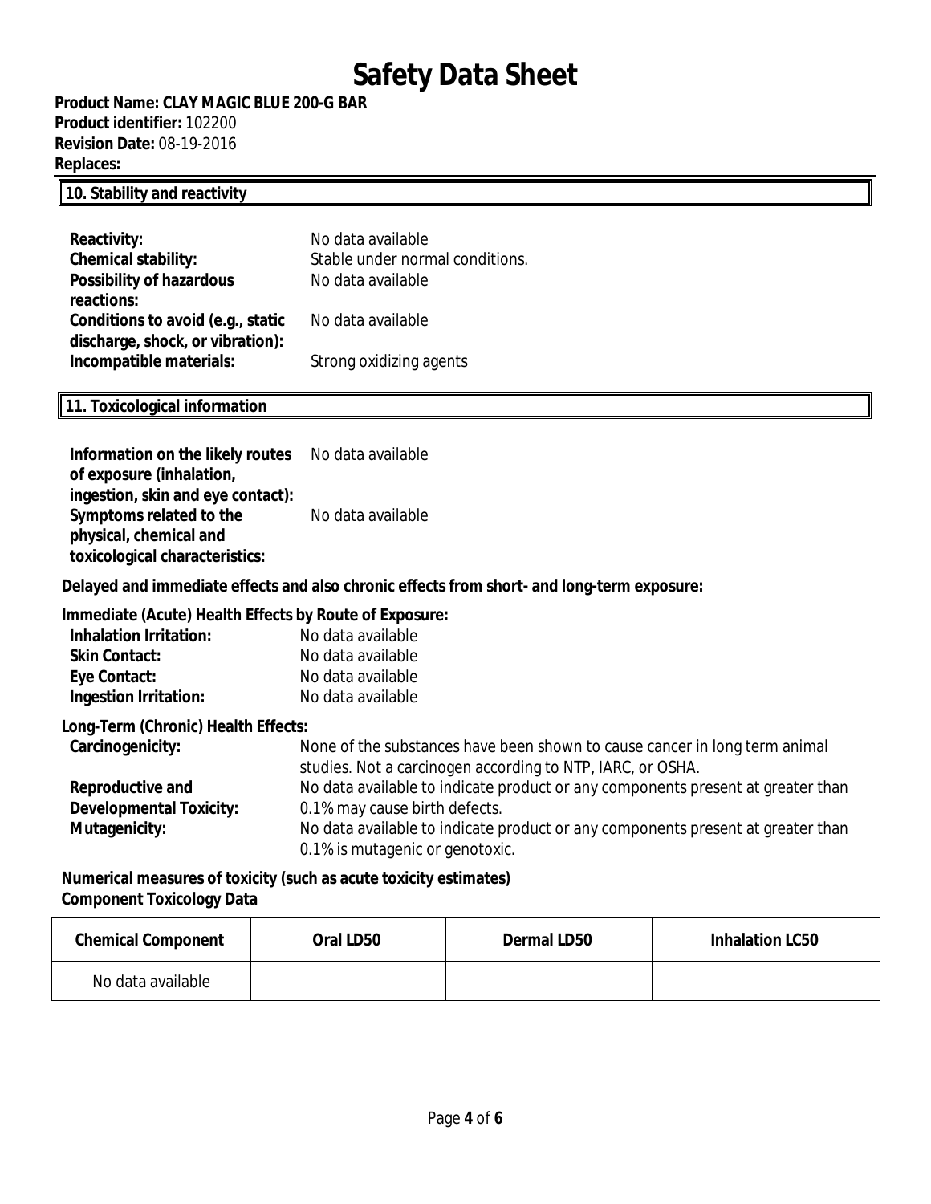# Safety Data Sheet

**Product Name: CLAY MAGIC BLUE 200-G BAR**
**Product identifier:** 102200
**Revision Date:** 08-19-2016
**Replaces:**

## 10. Stability and reactivity

**Reactivity:** No data available
**Chemical stability:** Stable under normal conditions.
**Possibility of hazardous reactions:** No data available
**Conditions to avoid (e.g., static discharge, shock, or vibration):** No data available
**Incompatible materials:** Strong oxidizing agents

## 11. Toxicological information

**Information on the likely routes of exposure (inhalation, ingestion, skin and eye contact):** No data available
**Symptoms related to the physical, chemical and toxicological characteristics:** No data available

**Delayed and immediate effects and also chronic effects from short- and long-term exposure:**

**Immediate (Acute) Health Effects by Route of Exposure:**
**Inhalation Irritation:** No data available
**Skin Contact:** No data available
**Eye Contact:** No data available
**Ingestion Irritation:** No data available

**Long-Term (Chronic) Health Effects:**
**Carcinogenicity:** None of the substances have been shown to cause cancer in long term animal studies. Not a carcinogen according to NTP, IARC, or OSHA.
**Reproductive and Developmental Toxicity:** No data available to indicate product or any components present at greater than 0.1% may cause birth defects.
**Mutagenicity:** No data available to indicate product or any components present at greater than 0.1% is mutagenic or genotoxic.

**Numerical measures of toxicity (such as acute toxicity estimates)**
**Component Toxicology Data**

| Chemical Component | Oral LD50 | Dermal LD50 | Inhalation LC50 |
|---|---|---|---|
| No data available | | | |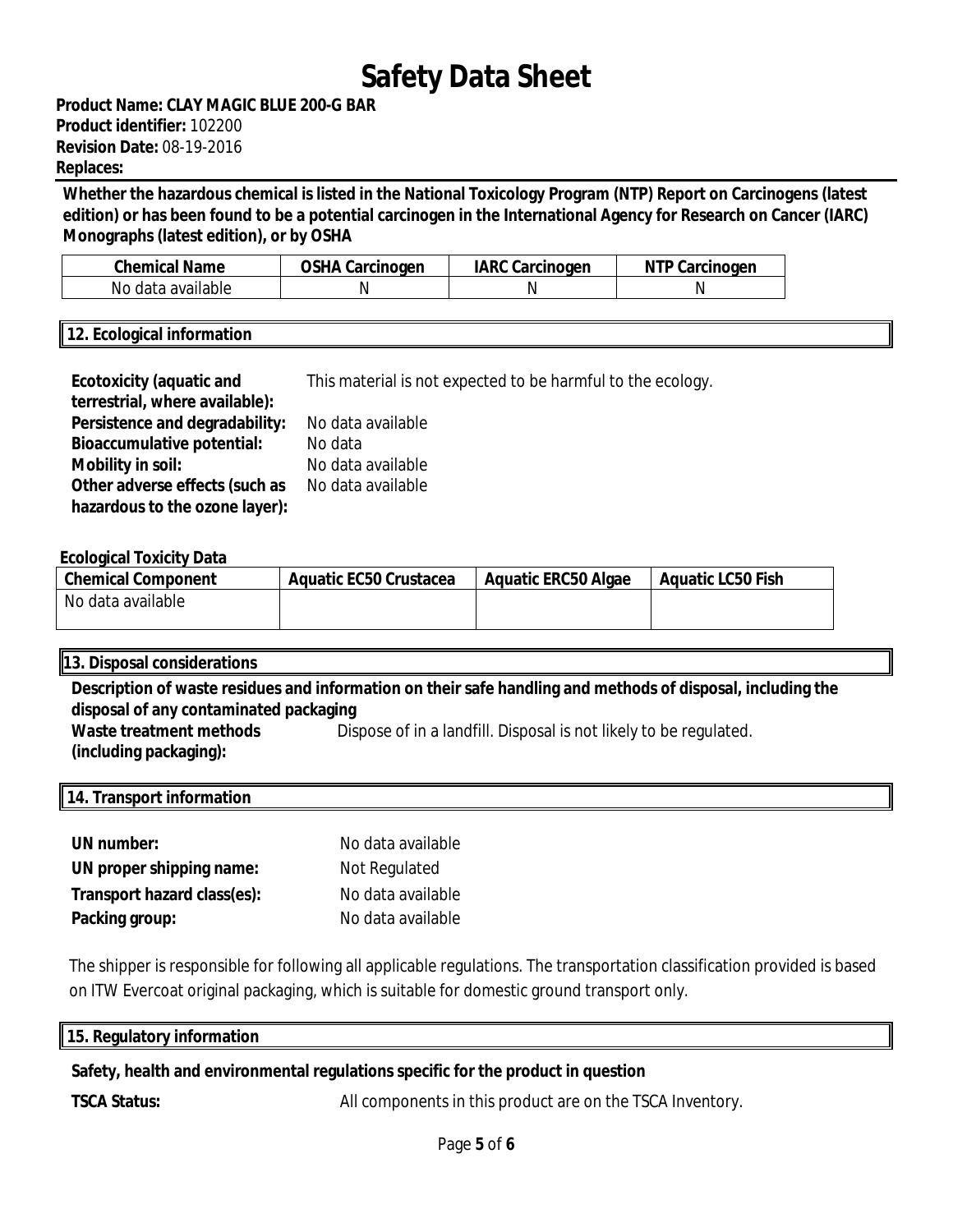**Whether the hazardous chemical is listed in the National Toxicology Program (NTP) Report on Carcinogens (latest edition) or has been found to be a potential carcinogen in the International Agency for Research on Cancer (IARC) Monographs (latest edition), or by OSHA**

| Chemical Name | OSHA Carcinogen | IARC Carcinogen | NTP Carcinogen |
|---|---|---|---|
| No data available | N | N | N |

## 12. Ecological information

**Ecotoxicity (aquatic and terrestrial, where available):** This material is not expected to be harmful to the ecology.
**Persistence and degradability:** No data available
**Bioaccumulative potential:** No data
**Mobility in soil:** No data available
**Other adverse effects (such as hazardous to the ozone layer):** No data available

**Ecological Toxicity Data**

| Chemical Component | Aquatic EC50 Crustacea | Aquatic ERC50 Algae | Aquatic LC50 Fish |
|---|---|---|---|
| No data available | | | |

## 13. Disposal considerations

**Description of waste residues and information on their safe handling and methods of disposal, including the disposal of any contaminated packaging**

**Waste treatment methods (including packaging):** Dispose of in a landfill. Disposal is not likely to be regulated.

## 14. Transport information

**UN number:** No data available
**UN proper shipping name:** Not Regulated
**Transport hazard class(es):** No data available
**Packing group:** No data available

The shipper is responsible for following all applicable regulations. The transportation classification provided is based on ITW Evercoat original packaging, which is suitable for domestic ground transport only.

## 15. Regulatory information

**Safety, health and environmental regulations specific for the product in question**

**TSCA Status:** All components in this product are on the TSCA Inventory.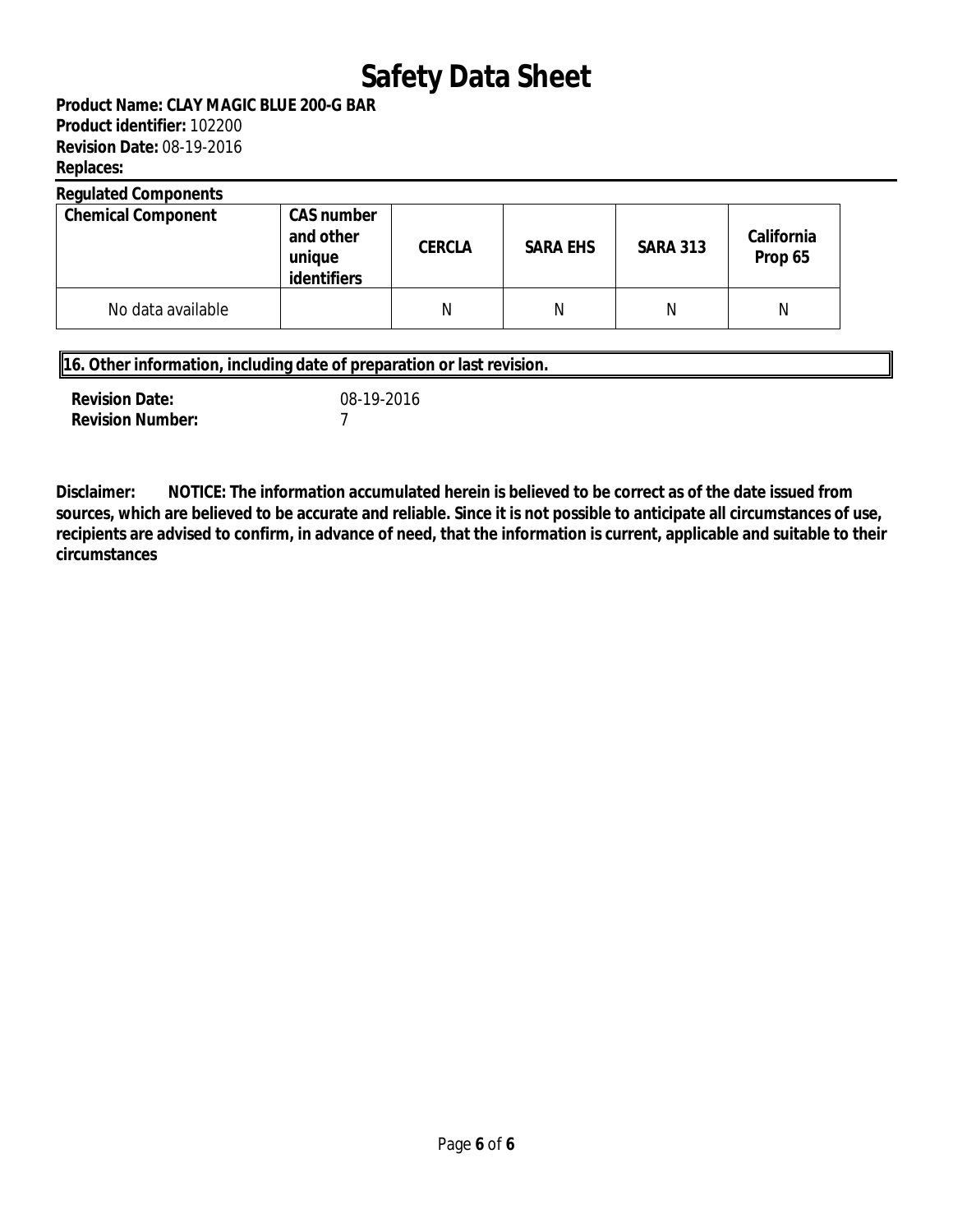# Safety Data Sheet

**Product Name: CLAY MAGIC BLUE 200-G BAR**
**Product identifier:** 102200
**Revision Date:** 08-19-2016
**Replaces:**

**Regulated Components**

| Chemical Component | CAS number and other unique identifiers | CERCLA | SARA EHS | SARA 313 | California Prop 65 |
|---|---|---|---|---|---|
| No data available | | N | N | N | N |

## 16. Other information, including date of preparation or last revision.

**Revision Date:** 08-19-2016
**Revision Number:** 7

**Disclaimer: NOTICE: The information accumulated herein is believed to be correct as of the date issued from sources, which are believed to be accurate and reliable. Since it is not possible to anticipate all circumstances of use, recipients are advised to confirm, in advance of need, that the information is current, applicable and suitable to their circumstances**